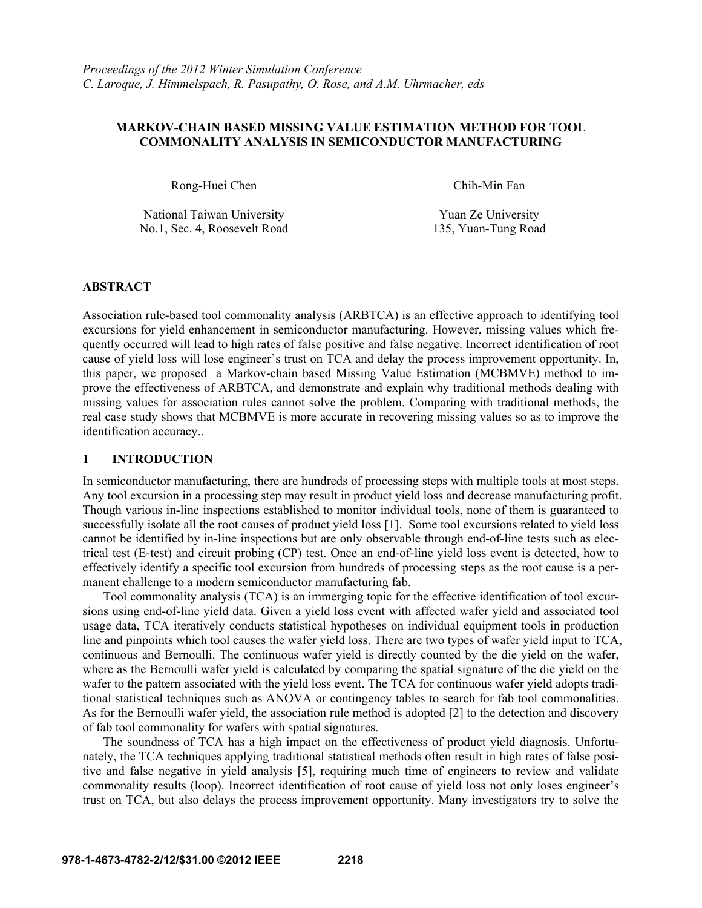*Proceedings of the 2012 Winter Simulation Conference*
*C. Laroque, J. Himmelspach, R. Pasupathy, O. Rose, and A.M. Uhrmacher, eds*

# MARKOV-CHAIN BASED MISSING VALUE ESTIMATION METHOD FOR TOOL COMMONALITY ANALYSIS IN SEMICONDUCTOR MANUFACTURING

Rong-Huei Chen

National Taiwan University
No.1, Sec. 4, Roosevelt Road

Chih-Min Fan

Yuan Ze University
135, Yuan-Tung Road

## ABSTRACT

Association rule-based tool commonality analysis (ARBTCA) is an effective approach to identifying tool excursions for yield enhancement in semiconductor manufacturing. However, missing values which frequently occurred will lead to high rates of false positive and false negative. Incorrect identification of root cause of yield loss will lose engineer's trust on TCA and delay the process improvement opportunity. In, this paper, we proposed a Markov-chain based Missing Value Estimation (MCBMVE) method to improve the effectiveness of ARBTCA, and demonstrate and explain why traditional methods dealing with missing values for association rules cannot solve the problem. Comparing with traditional methods, the real case study shows that MCBMVE is more accurate in recovering missing values so as to improve the identification accuracy..

## 1 INTRODUCTION

In semiconductor manufacturing, there are hundreds of processing steps with multiple tools at most steps. Any tool excursion in a processing step may result in product yield loss and decrease manufacturing profit. Though various in-line inspections established to monitor individual tools, none of them is guaranteed to successfully isolate all the root causes of product yield loss [1]. Some tool excursions related to yield loss cannot be identified by in-line inspections but are only observable through end-of-line tests such as electrical test (E-test) and circuit probing (CP) test. Once an end-of-line yield loss event is detected, how to effectively identify a specific tool excursion from hundreds of processing steps as the root cause is a permanent challenge to a modern semiconductor manufacturing fab.

Tool commonality analysis (TCA) is an immerging topic for the effective identification of tool excursions using end-of-line yield data. Given a yield loss event with affected wafer yield and associated tool usage data, TCA iteratively conducts statistical hypotheses on individual equipment tools in production line and pinpoints which tool causes the wafer yield loss. There are two types of wafer yield input to TCA, continuous and Bernoulli. The continuous wafer yield is directly counted by the die yield on the wafer, where as the Bernoulli wafer yield is calculated by comparing the spatial signature of the die yield on the wafer to the pattern associated with the yield loss event. The TCA for continuous wafer yield adopts traditional statistical techniques such as ANOVA or contingency tables to search for fab tool commonalities. As for the Bernoulli wafer yield, the association rule method is adopted [2] to the detection and discovery of fab tool commonality for wafers with spatial signatures.

The soundness of TCA has a high impact on the effectiveness of product yield diagnosis. Unfortunately, the TCA techniques applying traditional statistical methods often result in high rates of false positive and false negative in yield analysis [5], requiring much time of engineers to review and validate commonality results (loop). Incorrect identification of root cause of yield loss not only loses engineer's trust on TCA, but also delays the process improvement opportunity. Many investigators try to solve the

978-1-4673-4782-2/12/$31.00 ©2012 IEEE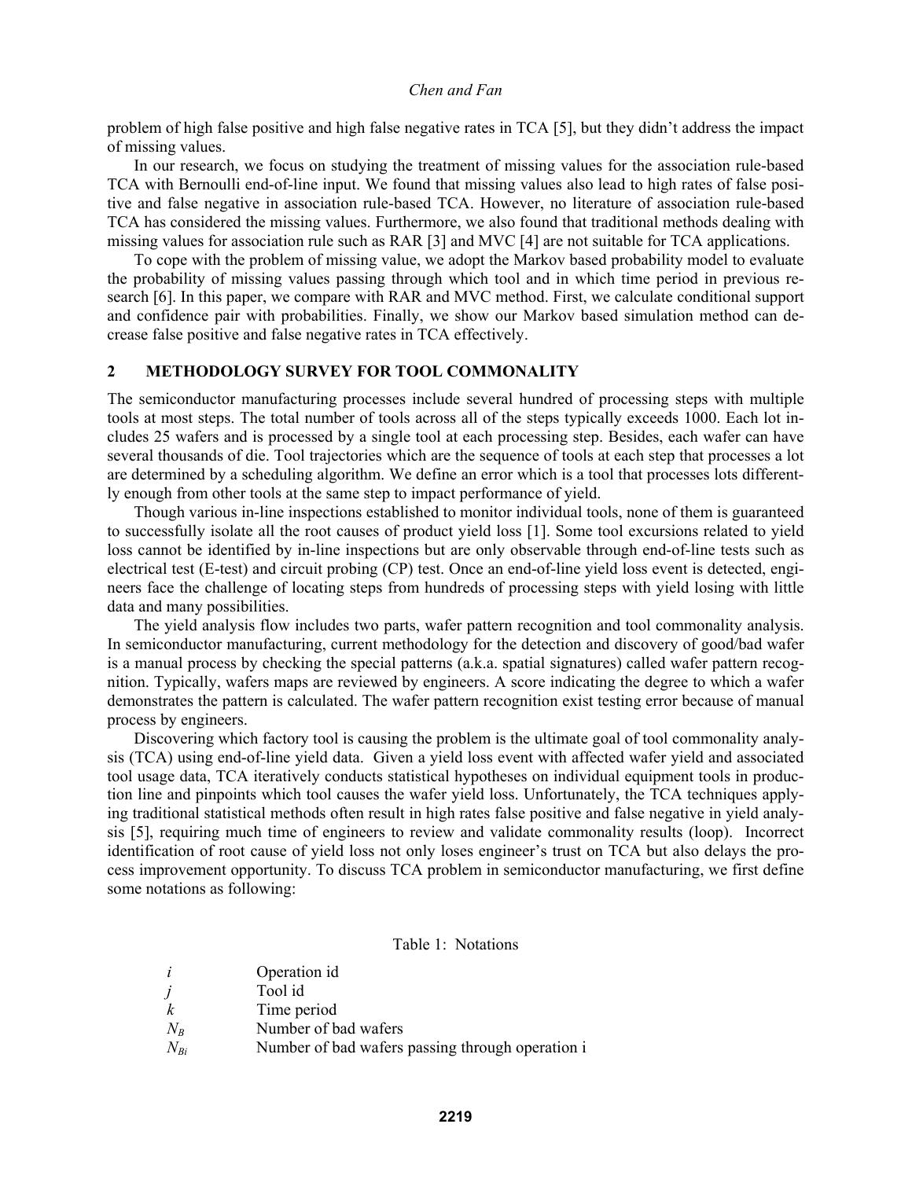problem of high false positive and high false negative rates in TCA [5], but they didn't address the impact of missing values.

In our research, we focus on studying the treatment of missing values for the association rule-based TCA with Bernoulli end-of-line input. We found that missing values also lead to high rates of false positive and false negative in association rule-based TCA. However, no literature of association rule-based TCA has considered the missing values. Furthermore, we also found that traditional methods dealing with missing values for association rule such as RAR [3] and MVC [4] are not suitable for TCA applications.

To cope with the problem of missing value, we adopt the Markov based probability model to evaluate the probability of missing values passing through which tool and in which time period in previous research [6]. In this paper, we compare with RAR and MVC method. First, we calculate conditional support and confidence pair with probabilities. Finally, we show our Markov based simulation method can decrease false positive and false negative rates in TCA effectively.

## 2 METHODOLOGY SURVEY FOR TOOL COMMONALITY

The semiconductor manufacturing processes include several hundred of processing steps with multiple tools at most steps. The total number of tools across all of the steps typically exceeds 1000. Each lot includes 25 wafers and is processed by a single tool at each processing step. Besides, each wafer can have several thousands of die. Tool trajectories which are the sequence of tools at each step that processes a lot are determined by a scheduling algorithm. We define an error which is a tool that processes lots differently enough from other tools at the same step to impact performance of yield.

Though various in-line inspections established to monitor individual tools, none of them is guaranteed to successfully isolate all the root causes of product yield loss [1]. Some tool excursions related to yield loss cannot be identified by in-line inspections but are only observable through end-of-line tests such as electrical test (E-test) and circuit probing (CP) test. Once an end-of-line yield loss event is detected, engineers face the challenge of locating steps from hundreds of processing steps with yield losing with little data and many possibilities.

The yield analysis flow includes two parts, wafer pattern recognition and tool commonality analysis. In semiconductor manufacturing, current methodology for the detection and discovery of good/bad wafer is a manual process by checking the special patterns (a.k.a. spatial signatures) called wafer pattern recognition. Typically, wafers maps are reviewed by engineers. A score indicating the degree to which a wafer demonstrates the pattern is calculated. The wafer pattern recognition exist testing error because of manual process by engineers.

Discovering which factory tool is causing the problem is the ultimate goal of tool commonality analysis (TCA) using end-of-line yield data. Given a yield loss event with affected wafer yield and associated tool usage data, TCA iteratively conducts statistical hypotheses on individual equipment tools in production line and pinpoints which tool causes the wafer yield loss. Unfortunately, the TCA techniques applying traditional statistical methods often result in high rates false positive and false negative in yield analysis [5], requiring much time of engineers to review and validate commonality results (loop). Incorrect identification of root cause of yield loss not only loses engineer's trust on TCA but also delays the process improvement opportunity. To discuss TCA problem in semiconductor manufacturing, we first define some notations as following:

Table 1: Notations

| | |
|---|---|
| $i$ | Operation id |
| $j$ | Tool id |
| $k$ | Time period |
| $N_B$ | Number of bad wafers |
| $N_{Bi}$ | Number of bad wafers passing through operation i |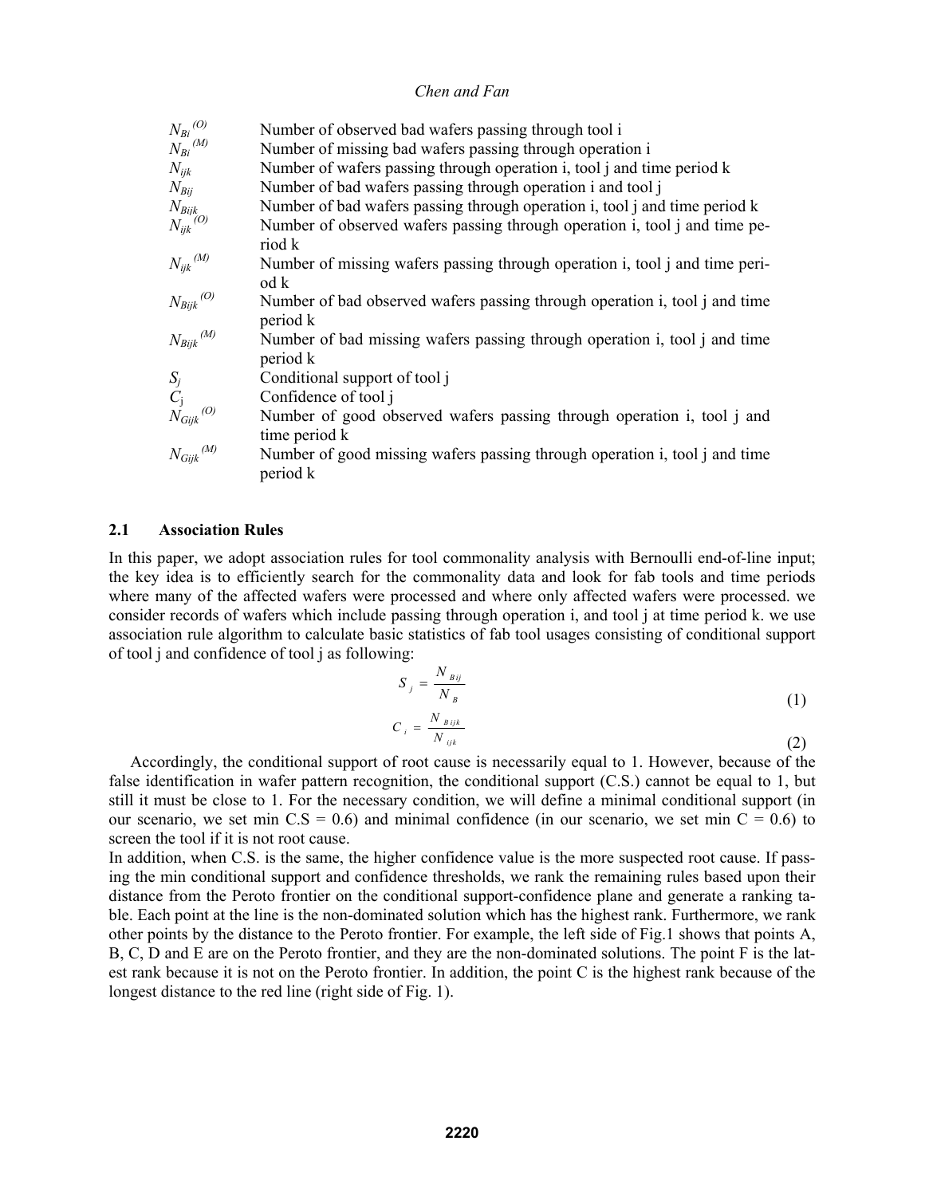| | |
|---|---|
| $N_{Bi}^{(O)}$ | Number of observed bad wafers passing through tool i |
| $N_{Bi}^{(M)}$ | Number of missing bad wafers passing through operation i |
| $N_{ijk}$ | Number of wafers passing through operation i, tool j and time period k |
| $N_{Bij}$ | Number of bad wafers passing through operation i and tool j |
| $N_{Bijk}$ | Number of bad wafers passing through operation i, tool j and time period k |
| $N_{ijk}^{(O)}$ | Number of observed wafers passing through operation i, tool j and time period k |
| $N_{ijk}^{(M)}$ | Number of missing wafers passing through operation i, tool j and time period k |
| $N_{Bijk}^{(O)}$ | Number of bad observed wafers passing through operation i, tool j and time period k |
| $N_{Bijk}^{(M)}$ | Number of bad missing wafers passing through operation i, tool j and time period k |
| $S_j$ | Conditional support of tool j |
| $C_j$ | Confidence of tool j |
| $N_{Gijk}^{(O)}$ | Number of good observed wafers passing through operation i, tool j and time period k |
| $N_{Gijk}^{(M)}$ | Number of good missing wafers passing through operation i, tool j and time period k |

### 2.1 Association Rules

In this paper, we adopt association rules for tool commonality analysis with Bernoulli end-of-line input; the key idea is to efficiently search for the commonality data and look for fab tools and time periods where many of the affected wafers were processed and where only affected wafers were processed. we consider records of wafers which include passing through operation i, and tool j at time period k. we use association rule algorithm to calculate basic statistics of fab tool usages consisting of conditional support of tool j and confidence of tool j as following:

$$S_j = \frac{N_{Bij}}{N_B} \tag{1}$$

$$C_i = \frac{N_{Bijk}}{N_{ijk}} \tag{2}$$

Accordingly, the conditional support of root cause is necessarily equal to 1. However, because of the false identification in wafer pattern recognition, the conditional support (C.S.) cannot be equal to 1, but still it must be close to 1. For the necessary condition, we will define a minimal conditional support (in our scenario, we set min C.S = 0.6) and minimal confidence (in our scenario, we set min C = 0.6) to screen the tool if it is not root cause.

In addition, when C.S. is the same, the higher confidence value is the more suspected root cause. If passing the min conditional support and confidence thresholds, we rank the remaining rules based upon their distance from the Peroto frontier on the conditional support-confidence plane and generate a ranking table. Each point at the line is the non-dominated solution which has the highest rank. Furthermore, we rank other points by the distance to the Peroto frontier. For example, the left side of Fig.1 shows that points A, B, C, D and E are on the Peroto frontier, and they are the non-dominated solutions. The point F is the latest rank because it is not on the Peroto frontier. In addition, the point C is the highest rank because of the longest distance to the red line (right side of Fig. 1).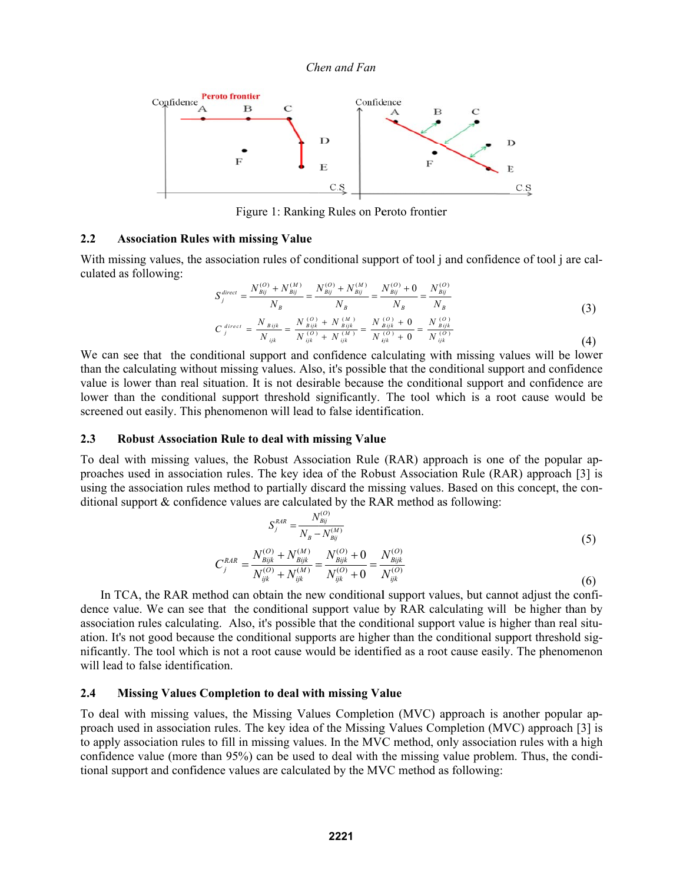Figure 1: Ranking Rules on Peroto frontier

### 2.2 Association Rules with missing Value

With missing values, the association rules of conditional support of tool j and confidence of tool j are calculated as following:

$$S_j^{direct} = \frac{N_{Bij}^{(O)} + N_{Bij}^{(M)}}{N_B} = \frac{N_{Bij}^{(O)} + N_{Bij}^{(M)}}{N_B} = \frac{N_{Bij}^{(O)} + 0}{N_B} = \frac{N_{Bij}^{(O)}}{N_B} \tag{3}$$

$$C_j^{direct} = \frac{N_{Bijk}}{N_{ijk}} = \frac{N_{Bijk}^{(O)} + N_{Bijk}^{(M)}}{N_{ijk}^{(O)} + N_{ijk}^{(M)}} = \frac{N_{Bijk}^{(O)} + 0}{N_{ijk}^{(O)} + 0} = \frac{N_{Bijk}^{(O)}}{N_{ijk}^{(O)}} \tag{4}$$

We can see that the conditional support and confidence calculating with missing values will be lower than the calculating without missing values. Also, it's possible that the conditional support and confidence value is lower than real situation. It is not desirable because the conditional support and confidence are lower than the conditional support threshold significantly. The tool which is a root cause would be screened out easily. This phenomenon will lead to false identification.

### 2.3 Robust Association Rule to deal with missing Value

To deal with missing values, the Robust Association Rule (RAR) approach is one of the popular approaches used in association rules. The key idea of the Robust Association Rule (RAR) approach [3] is using the association rules method to partially discard the missing values. Based on this concept, the conditional support & confidence values are calculated by the RAR method as following:

$$S_j^{RAR} = \frac{N_{Bij}^{(O)}}{N_B - N_{Bij}^{(M)}} \tag{5}$$

$$C_j^{RAR} = \frac{N_{Bijk}^{(O)} + N_{Bijk}^{(M)}}{N_{ijk}^{(O)} + N_{ijk}^{(M)}} = \frac{N_{Bijk}^{(O)} + 0}{N_{ijk}^{(O)} + 0} = \frac{N_{Bijk}^{(O)}}{N_{ijk}^{(O)}} \tag{6}$$

In TCA, the RAR method can obtain the new conditional support values, but cannot adjust the confidence value. We can see that the conditional support value by RAR calculating will be higher than by association rules calculating. Also, it's possible that the conditional support value is higher than real situation. It's not good because the conditional supports are higher than the conditional support threshold significantly. The tool which is not a root cause would be identified as a root cause easily. The phenomenon will lead to false identification.

### 2.4 Missing Values Completion to deal with missing Value

To deal with missing values, the Missing Values Completion (MVC) approach is another popular approach used in association rules. The key idea of the Missing Values Completion (MVC) approach [3] is to apply association rules to fill in missing values. In the MVC method, only association rules with a high confidence value (more than 95%) can be used to deal with the missing value problem. Thus, the conditional support and confidence values are calculated by the MVC method as following: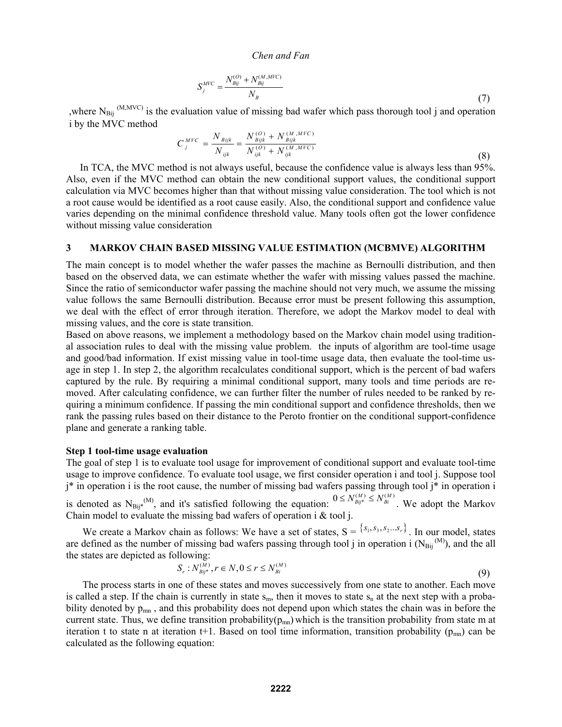$$S_j^{MVC} = \frac{N_{Bij}^{(O)} + N_{Bij}^{(M,MVC)}}{N_B} \tag{7}$$

,where $N_{Bij}^{(M,MVC)}$ is the evaluation value of missing bad wafer which pass thorough tool j and operation i by the MVC method

$$C_j^{MVC} = \frac{N_{Bijk}}{N_{ijk}} = \frac{N_{Bijk}^{(O)} + N_{Bijk}^{(M,MVC)}}{N_{ijk}^{(O)} + N_{ijk}^{(M,MVC)}} \tag{8}$$

In TCA, the MVC method is not always useful, because the confidence value is always less than 95%. Also, even if the MVC method can obtain the new conditional support values, the conditional support calculation via MVC becomes higher than that without missing value consideration. The tool which is not a root cause would be identified as a root cause easily. Also, the conditional support and confidence value varies depending on the minimal confidence threshold value. Many tools often got the lower confidence without missing value consideration

## 3 MARKOV CHAIN BASED MISSING VALUE ESTIMATION (MCBMVE) ALGORITHM

The main concept is to model whether the wafer passes the machine as Bernoulli distribution, and then based on the observed data, we can estimate whether the wafer with missing values passed the machine. Since the ratio of semiconductor wafer passing the machine should not very much, we assume the missing value follows the same Bernoulli distribution. Because error must be present following this assumption, we deal with the effect of error through iteration. Therefore, we adopt the Markov model to deal with missing values, and the core is state transition.

Based on above reasons, we implement a methodology based on the Markov chain model using traditional association rules to deal with the missing value problem. the inputs of algorithm are tool-time usage and good/bad information. If exist missing value in tool-time usage data, then evaluate the tool-time usage in step 1. In step 2, the algorithm recalculates conditional support, which is the percent of bad wafers captured by the rule. By requiring a minimal conditional support, many tools and time periods are removed. After calculating confidence, we can further filter the number of rules needed to be ranked by requiring a minimum confidence. If passing the min conditional support and confidence thresholds, then we rank the passing rules based on their distance to the Peroto frontier on the conditional support-confidence plane and generate a ranking table.

**Step 1 tool-time usage evaluation**

The goal of step 1 is to evaluate tool usage for improvement of conditional support and evaluate tool-time usage to improve confidence. To evaluate tool usage, we first consider operation i and tool j. Suppose tool j* in operation i is the root cause, the number of missing bad wafers passing through tool j* in operation i is denoted as $N_{Bij^*}^{(M)}$, and it's satisfied following the equation: $0 \le N_{Bij^*}^{(M)} \le N_{Bi}^{(M)}$. We adopt the Markov Chain model to evaluate the missing bad wafers of operation i & tool j.

We create a Markov chain as follows: We have a set of states, S = $\{s_1, s_3, s_2 \ldots s_r\}$. In our model, states are defined as the number of missing bad wafers passing through tool j in operation i ($N_{Bij}^{(M)}$), and the all the states are depicted as following:

$$S_r : N_{Bij^*}^{(M)}, r \in N, 0 \le r \le N_{Bi}^{(M)} \tag{9}$$

The process starts in one of these states and moves successively from one state to another. Each move is called a step. If the chain is currently in state $s_m$, then it moves to state $s_n$ at the next step with a probability denoted by $p_{mn}$ , and this probability does not depend upon which states the chain was in before the current state. Thus, we define transition probability($p_{mn}$) which is the transition probability from state m at iteration t to state n at iteration t+1. Based on tool time information, transition probability ($p_{mn}$) can be calculated as the following equation: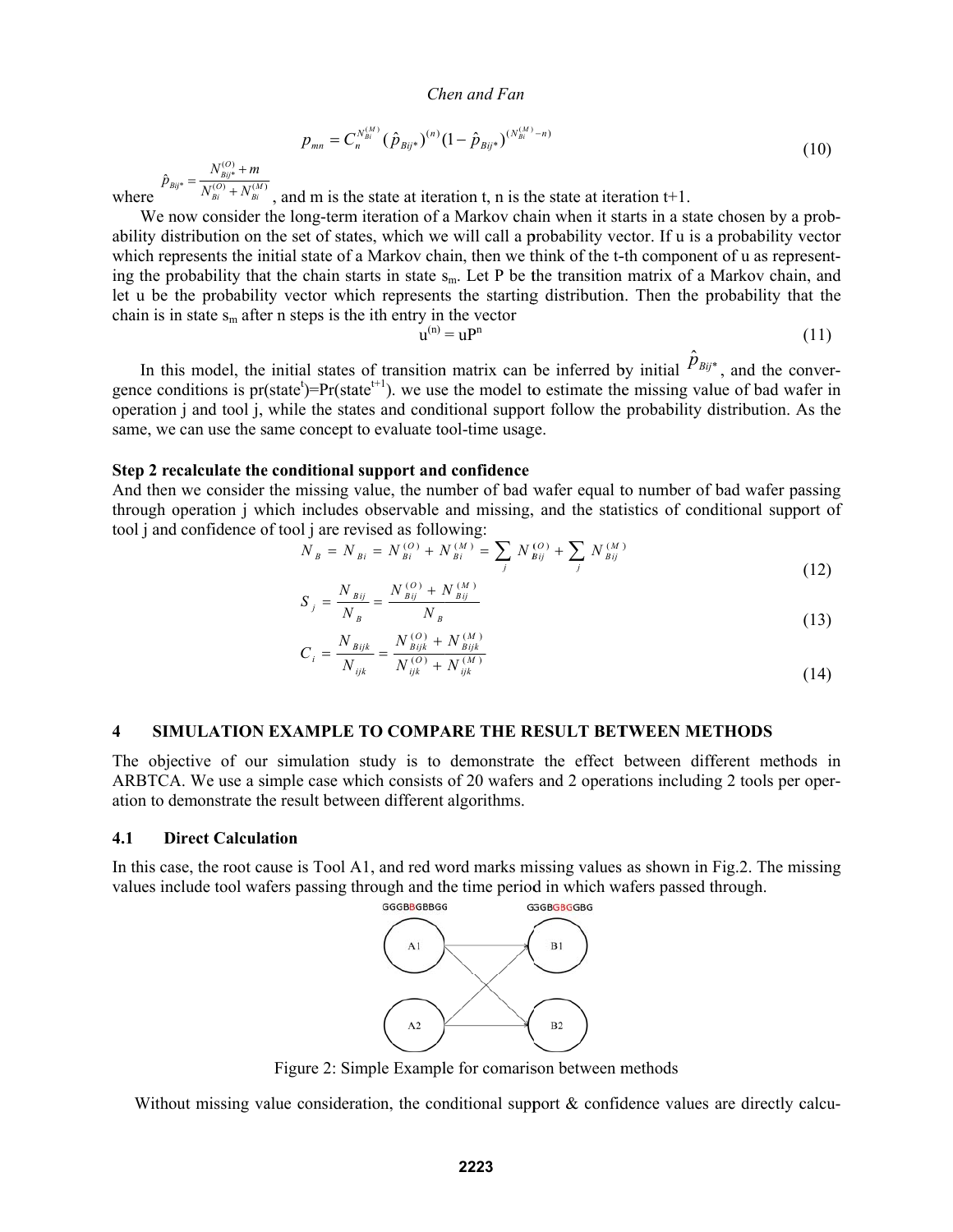$$p_{mn} = C_n^{N_{Bi}^{(M)}} (\hat{p}_{Bij*})^{(n)} (1 - \hat{p}_{Bij*})^{(N_{Bi}^{(M)} - n)} \tag{10}$$

where $\hat{p}_{Bij*} = \frac{N_{Bij*}^{(O)} + m}{N_{Bi}^{(O)} + N_{Bi}^{(M)}}$, and m is the state at iteration t, n is the state at iteration t+1.

We now consider the long-term iteration of a Markov chain when it starts in a state chosen by a probability distribution on the set of states, which we will call a probability vector. If u is a probability vector which represents the initial state of a Markov chain, then we think of the t-th component of u as representing the probability that the chain starts in state $s_m$. Let P be the transition matrix of a Markov chain, and let u be the probability vector which represents the starting distribution. Then the probability that the chain is in state $s_m$ after n steps is the ith entry in the vector

$$u^{(n)} = uP^n \tag{11}$$

In this model, the initial states of transition matrix can be inferred by initial $\hat{p}_{Bij*}$, and the convergence conditions is pr(state$^t$)=Pr(state$^{t+1}$). we use the model to estimate the missing value of bad wafer in operation j and tool j, while the states and conditional support follow the probability distribution. As the same, we can use the same concept to evaluate tool-time usage.

**Step 2 recalculate the conditional support and confidence**

And then we consider the missing value, the number of bad wafer equal to number of bad wafer passing through operation j which includes observable and missing, and the statistics of conditional support of tool j and confidence of tool j are revised as following:

$$N_B = N_{Bi} = N_{Bi}^{(O)} + N_{Bi}^{(M)} = \sum_j N_{Bij}^{(O)} + \sum_j N_{Bij}^{(M)} \tag{12}$$

$$S_j = \frac{N_{Bij}}{N_B} = \frac{N_{Bij}^{(O)} + N_{Bij}^{(M)}}{N_B} \tag{13}$$

$$C_i = \frac{N_{Bijk}}{N_{ijk}} = \frac{N_{Bijk}^{(O)} + N_{Bijk}^{(M)}}{N_{ijk}^{(O)} + N_{ijk}^{(M)}} \tag{14}$$

## 4 SIMULATION EXAMPLE TO COMPARE THE RESULT BETWEEN METHODS

The objective of our simulation study is to demonstrate the effect between different methods in ARBTCA. We use a simple case which consists of 20 wafers and 2 operations including 2 tools per operation to demonstrate the result between different algorithms.

### 4.1 Direct Calculation

In this case, the root cause is Tool A1, and red word marks missing values as shown in Fig.2. The missing values include tool wafers passing through and the time period in which wafers passed through.

GGGBBGBBGG GGGBGBGGBG

A1 B1

A2 B2

Figure 2: Simple Example for comarison between methods

Without missing value consideration, the conditional support & confidence values are directly calcu-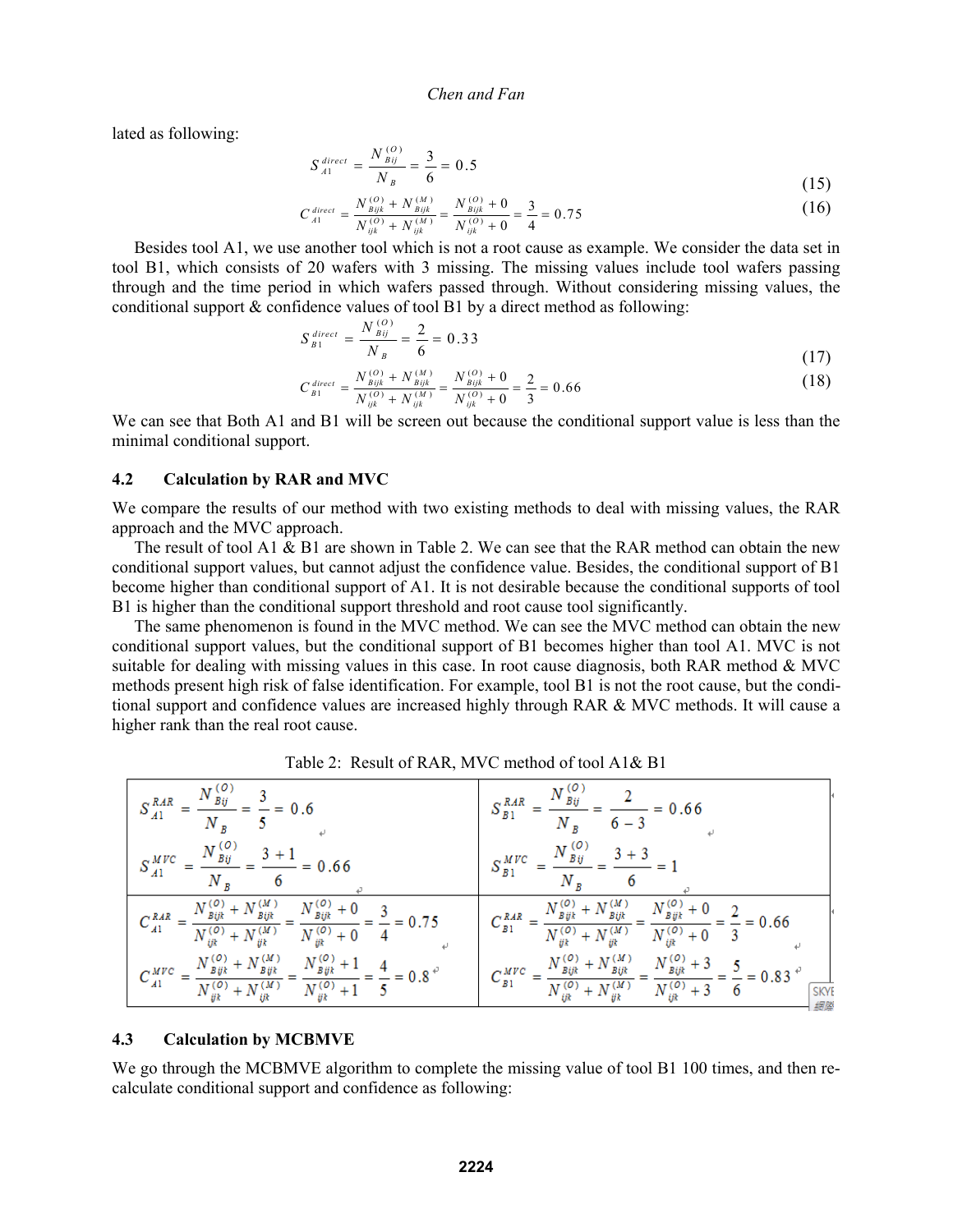lated as following:

$$S_{A1}^{direct} = \frac{N_{Bij}^{(O)}}{N_B} = \frac{3}{6} = 0.5 \tag{15}$$

$$C_{A1}^{direct} = \frac{N_{Bijk}^{(O)} + N_{Bijk}^{(M)}}{N_{ijk}^{(O)} + N_{ijk}^{(M)}} = \frac{N_{Bijk}^{(O)} + 0}{N_{ijk}^{(O)} + 0} = \frac{3}{4} = 0.75 \tag{16}$$

Besides tool A1, we use another tool which is not a root cause as example. We consider the data set in tool B1, which consists of 20 wafers with 3 missing. The missing values include tool wafers passing through and the time period in which wafers passed through. Without considering missing values, the conditional support & confidence values of tool B1 by a direct method as following:

$$S_{B1}^{direct} = \frac{N_{Bij}^{(O)}}{N_B} = \frac{2}{6} = 0.33 \tag{17}$$

$$C_{B1}^{direct} = \frac{N_{Bijk}^{(O)} + N_{Bijk}^{(M)}}{N_{ijk}^{(O)} + N_{ijk}^{(M)}} = \frac{N_{Bijk}^{(O)} + 0}{N_{ijk}^{(O)} + 0} = \frac{2}{3} = 0.66 \tag{18}$$

We can see that Both A1 and B1 will be screen out because the conditional support value is less than the minimal conditional support.

### 4.2 Calculation by RAR and MVC

We compare the results of our method with two existing methods to deal with missing values, the RAR approach and the MVC approach.

The result of tool A1 & B1 are shown in Table 2. We can see that the RAR method can obtain the new conditional support values, but cannot adjust the confidence value. Besides, the conditional support of B1 become higher than conditional support of A1. It is not desirable because the conditional supports of tool B1 is higher than the conditional support threshold and root cause tool significantly.

The same phenomenon is found in the MVC method. We can see the MVC method can obtain the new conditional support values, but the conditional support of B1 becomes higher than tool A1. MVC is not suitable for dealing with missing values in this case. In root cause diagnosis, both RAR method & MVC methods present high risk of false identification. For example, tool B1 is not the root cause, but the conditional support and confidence values are increased highly through RAR & MVC methods. It will cause a higher rank than the real root cause.

Table 2: Result of RAR, MVC method of tool A1& B1

| A1 | B1 |
|---|---|
| $S_{A1}^{RAR} = \frac{N_{Bij}^{(O)}}{N_B} = \frac{3}{5} = 0.6$ <br> $S_{A1}^{MVC} = \frac{N_{Bij}^{(O)}}{N_B} = \frac{3+1}{6} = 0.66$ | $S_{B1}^{RAR} = \frac{N_{Bij}^{(O)}}{N_B} = \frac{2}{6-3} = 0.66$ <br> $S_{B1}^{MVC} = \frac{N_{Bij}^{(O)}}{N_B} = \frac{3+3}{6} = 1$ |
| $C_{A1}^{RAR} = \frac{N_{Bijk}^{(O)} + N_{Bijk}^{(M)}}{N_{ijk}^{(O)} + N_{ijk}^{(M)}} = \frac{N_{Bijk}^{(O)} + 0}{N_{ijk}^{(O)} + 0} = \frac{3}{4} = 0.75$ <br> $C_{A1}^{MVC} = \frac{N_{Bijk}^{(O)} + N_{Bijk}^{(M)}}{N_{ijk}^{(O)} + N_{ijk}^{(M)}} = \frac{N_{Bijk}^{(O)} + 1}{N_{ijk}^{(O)} + 1} = \frac{4}{5} = 0.8$ | $C_{B1}^{RAR} = \frac{N_{Bijk}^{(O)} + N_{Bijk}^{(M)}}{N_{ijk}^{(O)} + N_{ijk}^{(M)}} = \frac{N_{Bijk}^{(O)} + 0}{N_{ijk}^{(O)} + 0} = \frac{2}{3} = 0.66$ <br> $C_{B1}^{MVC} = \frac{N_{Bijk}^{(O)} + N_{Bijk}^{(M)}}{N_{ijk}^{(O)} + N_{ijk}^{(M)}} = \frac{N_{Bijk}^{(O)} + 3}{N_{ijk}^{(O)} + 3} = \frac{5}{6} = 0.83$ |

### 4.3 Calculation by MCBMVE

We go through the MCBMVE algorithm to complete the missing value of tool B1 100 times, and then recalculate conditional support and confidence as following: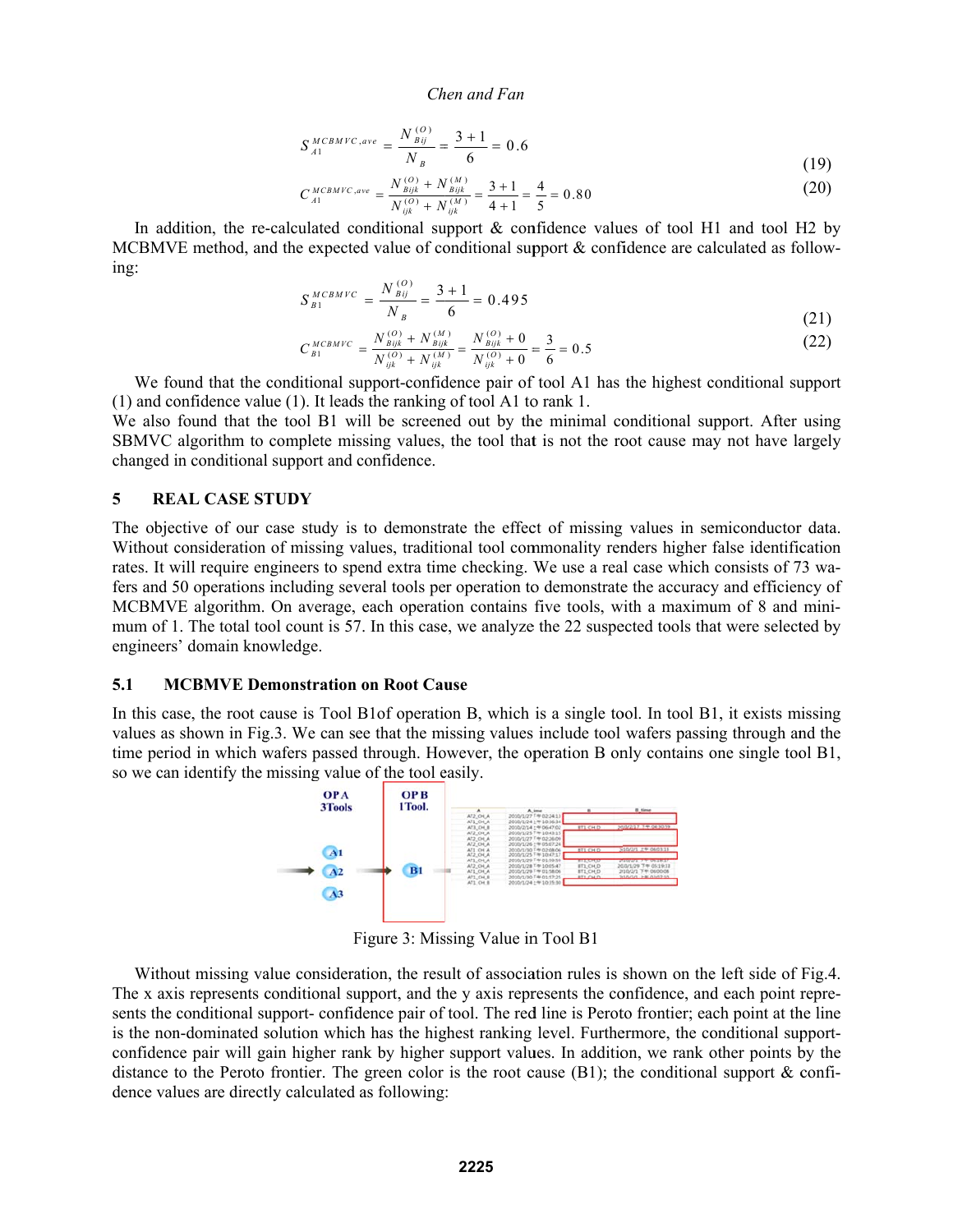$$S_{A1}^{MCBMVC,ave} = \frac{N_{Bij}^{(O)}}{N_B} = \frac{3+1}{6} = 0.6 \tag{19}$$

$$C_{A1}^{MCBMVC,ave} = \frac{N_{Bijk}^{(O)} + N_{Bijk}^{(M)}}{N_{ijk}^{(O)} + N_{ijk}^{(M)}} = \frac{3+1}{4+1} = \frac{4}{5} = 0.80 \tag{20}$$

In addition, the re-calculated conditional support & confidence values of tool H1 and tool H2 by MCBMVE method, and the expected value of conditional support & confidence are calculated as following:

$$S_{B1}^{MCBMVC} = \frac{N_{Bij}^{(O)}}{N_B} = \frac{3+1}{6} = 0.495 \tag{21}$$

$$C_{B1}^{MCBMVC} = \frac{N_{Bijk}^{(O)} + N_{Bijk}^{(M)}}{N_{ijk}^{(O)} + N_{ijk}^{(M)}} = \frac{N_{Bijk}^{(O)} + 0}{N_{ijk}^{(O)} + 0} = \frac{3}{6} = 0.5 \tag{22}$$

We found that the conditional support-confidence pair of tool A1 has the highest conditional support (1) and confidence value (1). It leads the ranking of tool A1 to rank 1.
We also found that the tool B1 will be screened out by the minimal conditional support. After using SBMVC algorithm to complete missing values, the tool that is not the root cause may not have largely changed in conditional support and confidence.

## 5 REAL CASE STUDY

The objective of our case study is to demonstrate the effect of missing values in semiconductor data. Without consideration of missing values, traditional tool commonality renders higher false identification rates. It will require engineers to spend extra time checking. We use a real case which consists of 73 wafers and 50 operations including several tools per operation to demonstrate the accuracy and efficiency of MCBMVE algorithm. On average, each operation contains five tools, with a maximum of 8 and minimum of 1. The total tool count is 57. In this case, we analyze the 22 suspected tools that were selected by engineers' domain knowledge.

### 5.1 MCBMVE Demonstration on Root Cause

In this case, the root cause is Tool B1of operation B, which is a single tool. In tool B1, it exists missing values as shown in Fig.3. We can see that the missing values include tool wafers passing through and the time period in which wafers passed through. However, the operation B only contains one single tool B1, so we can identify the missing value of the tool easily.

Figure 3: Missing Value in Tool B1

Without missing value consideration, the result of association rules is shown on the left side of Fig.4. The x axis represents conditional support, and the y axis represents the confidence, and each point represents the conditional support- confidence pair of tool. The red line is Peroto frontier; each point at the line is the non-dominated solution which has the highest ranking level. Furthermore, the conditional support-confidence pair will gain higher rank by higher support values. In addition, we rank other points by the distance to the Peroto frontier. The green color is the root cause (B1); the conditional support & confidence values are directly calculated as following: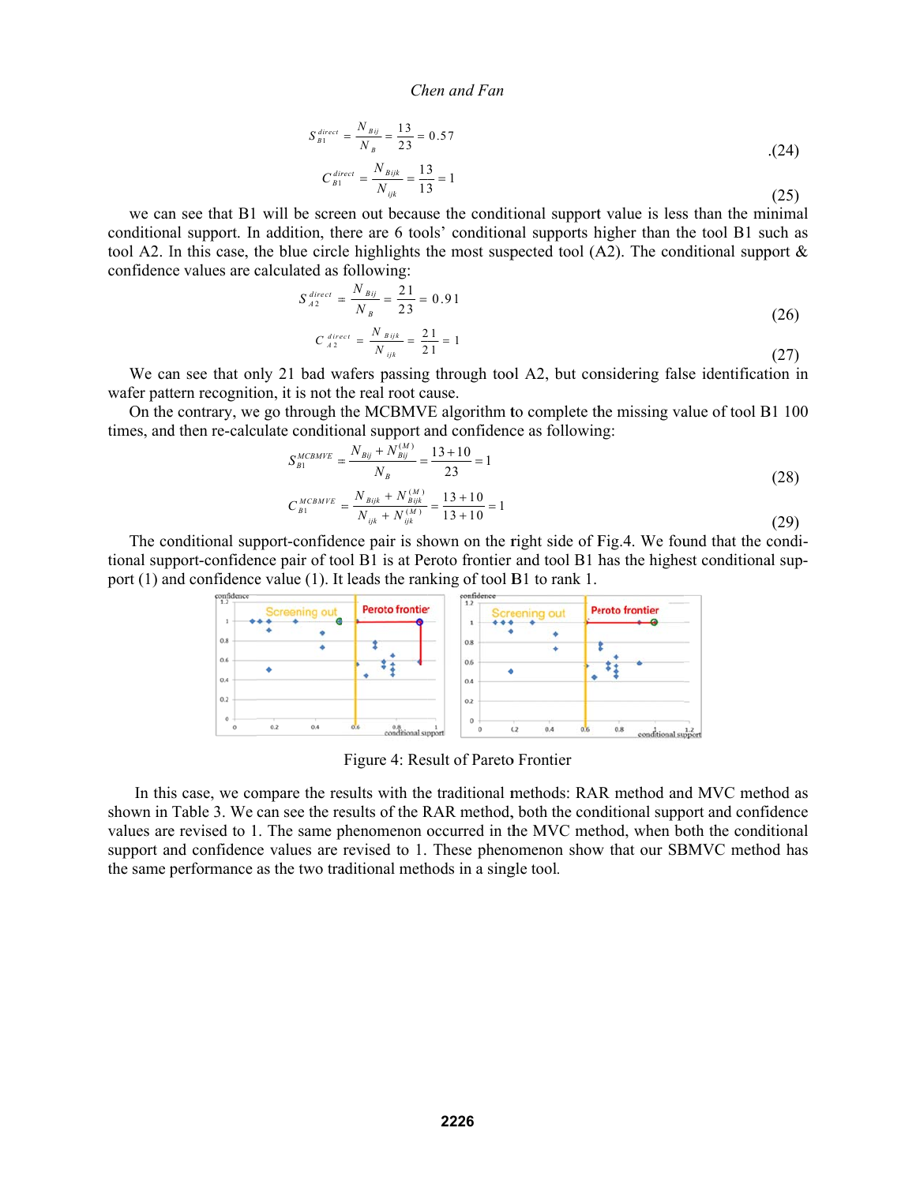$$S_{B1}^{direct} = \frac{N_{Bij}}{N_B} = \frac{13}{23} = 0.57 \quad .(24)$$

$$C_{B1}^{direct} = \frac{N_{Bijk}}{N_{ijk}} = \frac{13}{13} = 1 \quad (25)$$

we can see that B1 will be screen out because the conditional support value is less than the minimal conditional support. In addition, there are 6 tools' conditional supports higher than the tool B1 such as tool A2. In this case, the blue circle highlights the most suspected tool (A2). The conditional support & confidence values are calculated as following:

$$S_{A2}^{direct} = \frac{N_{Bij}}{N_B} = \frac{21}{23} = 0.91 \quad (26)$$

$$C_{A2}^{direct} = \frac{N_{Bijk}}{N_{ijk}} = \frac{21}{21} = 1 \quad (27)$$

We can see that only 21 bad wafers passing through tool A2, but considering false identification in wafer pattern recognition, it is not the real root cause.

On the contrary, we go through the MCBMVE algorithm to complete the missing value of tool B1 100 times, and then re-calculate conditional support and confidence as following:

$$S_{B1}^{MCBMVE} = \frac{N_{Bij} + N_{Bij}^{(M)}}{N_B} = \frac{13+10}{23} = 1 \quad (28)$$

$$C_{B1}^{MCBMVE} = \frac{N_{Bijk} + N_{Bijk}^{(M)}}{N_{ijk} + N_{ijk}^{(M)}} = \frac{13+10}{13+10} = 1 \quad (29)$$

The conditional support-confidence pair is shown on the right side of Fig.4. We found that the conditional support-confidence pair of tool B1 is at Peroto frontier and tool B1 has the highest conditional support (1) and confidence value (1). It leads the ranking of tool B1 to rank 1.

Figure 4: Result of Pareto Frontier

In this case, we compare the results with the traditional methods: RAR method and MVC method as shown in Table 3. We can see the results of the RAR method, both the conditional support and confidence values are revised to 1. The same phenomenon occurred in the MVC method, when both the conditional support and confidence values are revised to 1. These phenomenon show that our SBMVC method has the same performance as the two traditional methods in a single tool.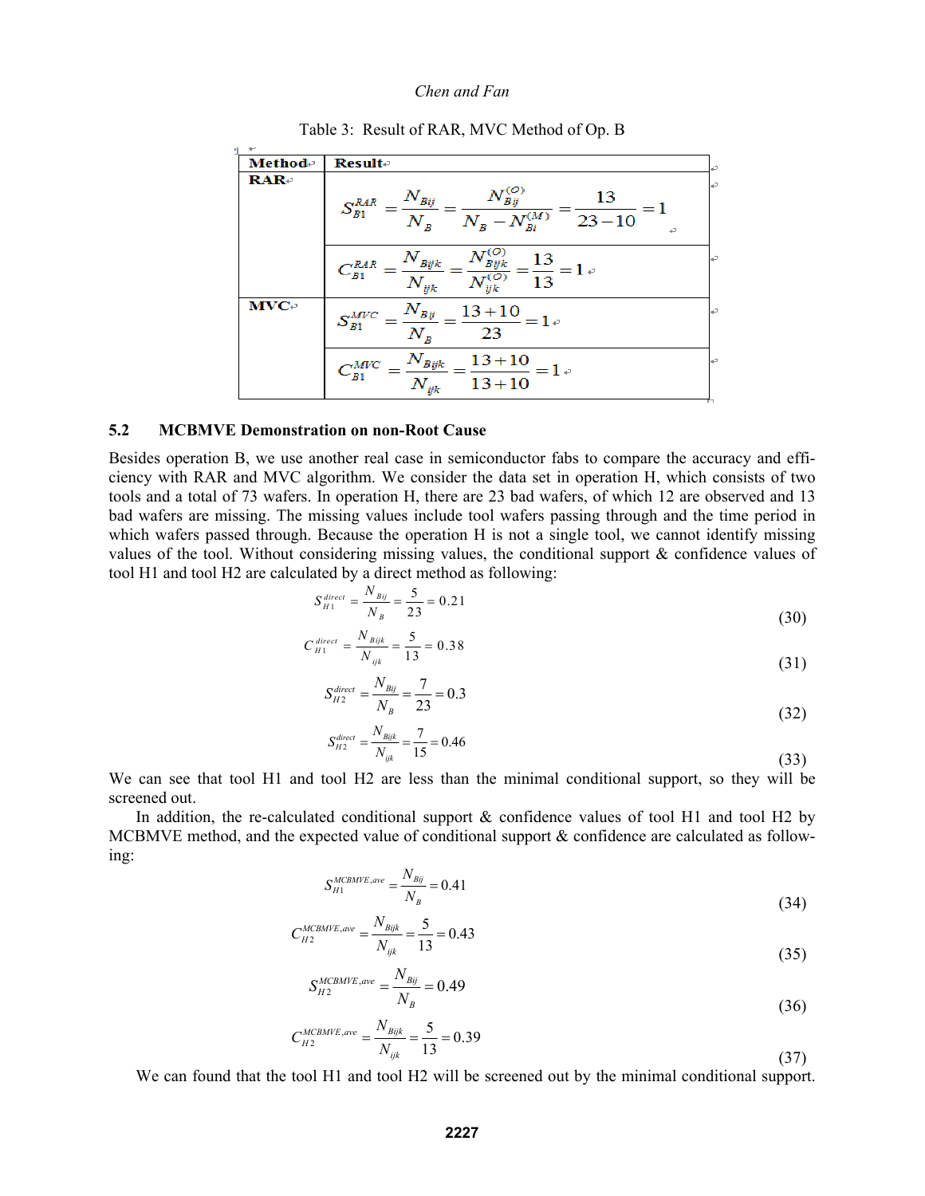Table 3: Result of RAR, MVC Method of Op. B

| Method | Result |
|---|---|
| RAR | $S_{B1}^{RAR} = \frac{N_{Bij}}{N_B} = \frac{N_{Bij}^{(O)}}{N_B - N_{Bi}^{(M)}} = \frac{13}{23-10} = 1$ |
| | $C_{B1}^{RAR} = \frac{N_{Bijk}}{N_{ijk}} = \frac{N_{Bijk}^{(O)}}{N_{ijk}^{(O)}} = \frac{13}{13} = 1$ |
| MVC | $S_{B1}^{MVC} = \frac{N_{Bij}}{N_B} = \frac{13+10}{23} = 1$ |
| | $C_{B1}^{MVC} = \frac{N_{Bijk}}{N_{ijk}} = \frac{13+10}{13+10} = 1$ |

### 5.2 MCBMVE Demonstration on non-Root Cause

Besides operation B, we use another real case in semiconductor fabs to compare the accuracy and efficiency with RAR and MVC algorithm. We consider the data set in operation H, which consists of two tools and a total of 73 wafers. In operation H, there are 23 bad wafers, of which 12 are observed and 13 bad wafers are missing. The missing values include tool wafers passing through and the time period in which wafers passed through. Because the operation H is not a single tool, we cannot identify missing values of the tool. Without considering missing values, the conditional support & confidence values of tool H1 and tool H2 are calculated by a direct method as following:

$$S_{H1}^{direct} = \frac{N_{Bij}}{N_B} = \frac{5}{23} = 0.21 \tag{30}$$

$$C_{H1}^{direct} = \frac{N_{Bijk}}{N_{ijk}} = \frac{5}{13} = 0.38 \tag{31}$$

$$S_{H2}^{direct} = \frac{N_{Bij}}{N_B} = \frac{7}{23} = 0.3 \tag{32}$$

$$S_{H2}^{direct} = \frac{N_{Bijk}}{N_{ijk}} = \frac{7}{15} = 0.46 \tag{33}$$

We can see that tool H1 and tool H2 are less than the minimal conditional support, so they will be screened out.

In addition, the re-calculated conditional support & confidence values of tool H1 and tool H2 by MCBMVE method, and the expected value of conditional support & confidence are calculated as following:

$$S_{H1}^{MCBMVE,ave} = \frac{N_{Bij}}{N_B} = 0.41 \tag{34}$$

$$C_{H2}^{MCBMVE,ave} = \frac{N_{Bijk}}{N_{ijk}} = \frac{5}{13} = 0.43 \tag{35}$$

$$S_{H2}^{MCBMVE,ave} = \frac{N_{Bij}}{N_B} = 0.49 \tag{36}$$

$$C_{H2}^{MCBMVE,ave} = \frac{N_{Bijk}}{N_{ijk}} = \frac{5}{13} = 0.39 \tag{37}$$

We can found that the tool H1 and tool H2 will be screened out by the minimal conditional support.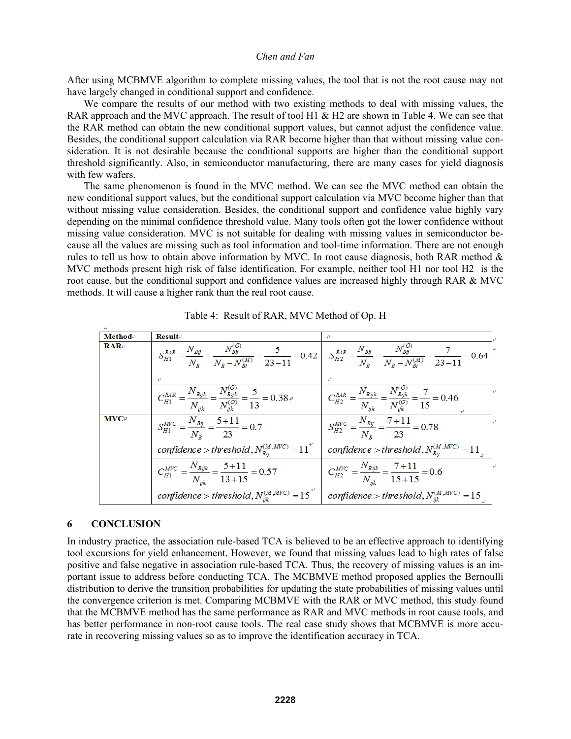After using MCBMVE algorithm to complete missing values, the tool that is not the root cause may not have largely changed in conditional support and confidence.

We compare the results of our method with two existing methods to deal with missing values, the RAR approach and the MVC approach. The result of tool H1 & H2 are shown in Table 4. We can see that the RAR method can obtain the new conditional support values, but cannot adjust the confidence value. Besides, the conditional support calculation via RAR become higher than that without missing value consideration. It is not desirable because the conditional supports are higher than the conditional support threshold significantly. Also, in semiconductor manufacturing, there are many cases for yield diagnosis with few wafers.

The same phenomenon is found in the MVC method. We can see the MVC method can obtain the new conditional support values, but the conditional support calculation via MVC become higher than that without missing value consideration. Besides, the conditional support and confidence value highly vary depending on the minimal confidence threshold value. Many tools often got the lower confidence without missing value consideration. MVC is not suitable for dealing with missing values in semiconductor because all the values are missing such as tool information and tool-time information. There are not enough rules to tell us how to obtain above information by MVC. In root cause diagnosis, both RAR method & MVC methods present high risk of false identification. For example, neither tool H1 nor tool H2 is the root cause, but the conditional support and confidence values are increased highly through RAR & MVC methods. It will cause a higher rank than the real root cause.

Table 4: Result of RAR, MVC Method of Op. H

| Method | Result | |
|---|---|---|
| RAR | $S_{H1}^{RAR} = \frac{N_{Bij}}{N_B} = \frac{N_{Bij}^{(O)}}{N_B - N_{Bi}^{(M)}} = \frac{5}{23-11} = 0.42$ | $S_{H2}^{RAR} = \frac{N_{Bij}}{N_B} = \frac{N_{Bij}^{(O)}}{N_B - N_{Bi}^{(M)}} = \frac{7}{23-11} = 0.64$ |
| | $C_{H1}^{RAR} = \frac{N_{Bijk}}{N_{ijk}} = \frac{N_{Bijk}^{(O)}}{N_{ijk}^{(O)}} = \frac{5}{13} = 0.38$ | $C_{H2}^{RAR} = \frac{N_{Bijk}}{N_{ijk}} = \frac{N_{Bijk}^{(O)}}{N_{ijk}^{(O)}} = \frac{7}{15} = 0.46$ |
| MVC | $S_{H1}^{MVC} = \frac{N_{Bij}}{N_B} = \frac{5+11}{23} = 0.7$ <br> $confidence > threshold, N_{Bij}^{(M,MVC)} = 11$ | $S_{H2}^{MVC} = \frac{N_{Bij}}{N_B} = \frac{7+11}{23} = 0.78$ <br> $confidence > threshold, N_{Bij}^{(M,MVC)} = 11$ |
| | $C_{H1}^{MVC} = \frac{N_{Bijk}}{N_{ijk}} = \frac{5+11}{13+15} = 0.57$ <br> $confidence > threshold, N_{ijk}^{(M,MVC)} = 15$ | $C_{H2}^{MVC} = \frac{N_{Bijk}}{N_{ijk}} = \frac{7+11}{15+15} = 0.6$ <br> $confidence > threshold, N_{ijk}^{(M,MVC)} = 15$ |

## 6 CONCLUSION

In industry practice, the association rule-based TCA is believed to be an effective approach to identifying tool excursions for yield enhancement. However, we found that missing values lead to high rates of false positive and false negative in association rule-based TCA. Thus, the recovery of missing values is an important issue to address before conducting TCA. The MCBMVE method proposed applies the Bernoulli distribution to derive the transition probabilities for updating the state probabilities of missing values until the convergence criterion is met. Comparing MCBMVE with the RAR or MVC method, this study found that the MCBMVE method has the same performance as RAR and MVC methods in root cause tools, and has better performance in non-root cause tools. The real case study shows that MCBMVE is more accurate in recovering missing values so as to improve the identification accuracy in TCA.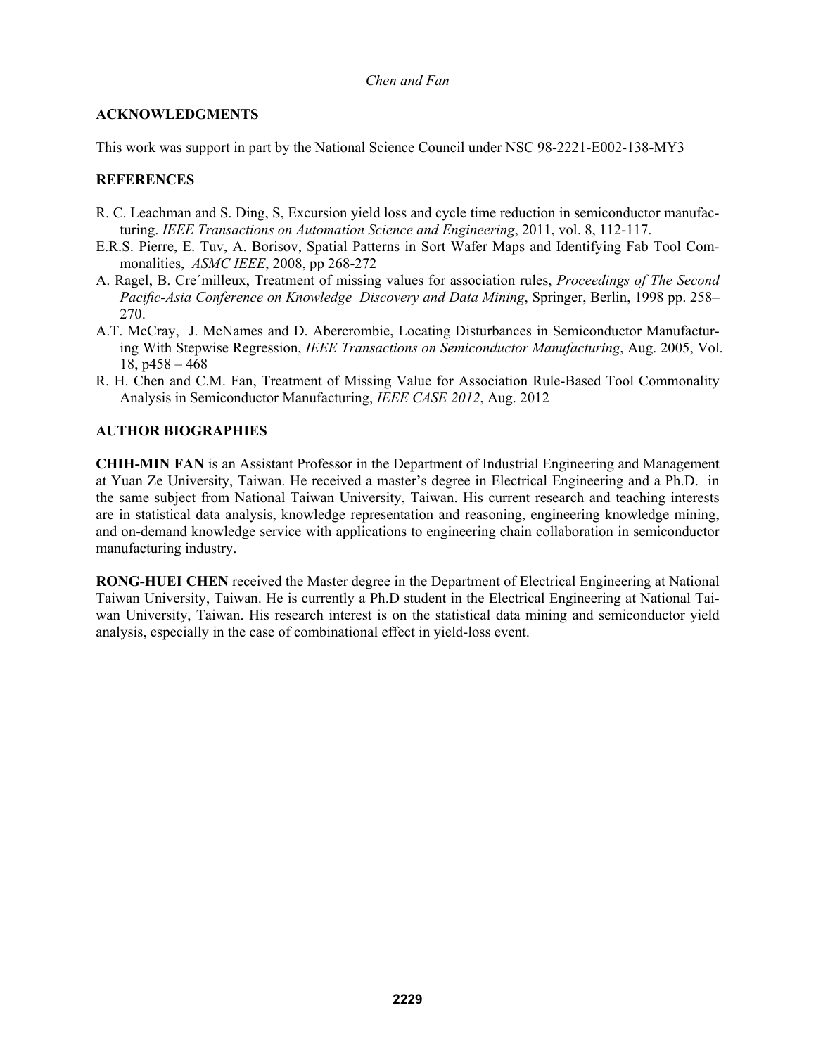## ACKNOWLEDGMENTS

This work was support in part by the National Science Council under NSC 98-2221-E002-138-MY3

## REFERENCES

R. C. Leachman and S. Ding, S, Excursion yield loss and cycle time reduction in semiconductor manufacturing. *IEEE Transactions on Automation Science and Engineering*, 2011, vol. 8, 112-117.

E.R.S. Pierre, E. Tuv, A. Borisov, Spatial Patterns in Sort Wafer Maps and Identifying Fab Tool Commonalities, *ASMC IEEE*, 2008, pp 268-272

A. Ragel, B. Cre´milleux, Treatment of missing values for association rules, *Proceedings of The Second Pacific-Asia Conference on Knowledge Discovery and Data Mining*, Springer, Berlin, 1998 pp. 258–270.

A.T. McCray, J. McNames and D. Abercrombie, Locating Disturbances in Semiconductor Manufacturing With Stepwise Regression, *IEEE Transactions on Semiconductor Manufacturing*, Aug. 2005, Vol. 18, p458 – 468

R. H. Chen and C.M. Fan, Treatment of Missing Value for Association Rule-Based Tool Commonality Analysis in Semiconductor Manufacturing, *IEEE CASE 2012*, Aug. 2012

## AUTHOR BIOGRAPHIES

**CHIH-MIN FAN** is an Assistant Professor in the Department of Industrial Engineering and Management at Yuan Ze University, Taiwan. He received a master's degree in Electrical Engineering and a Ph.D. in the same subject from National Taiwan University, Taiwan. His current research and teaching interests are in statistical data analysis, knowledge representation and reasoning, engineering knowledge mining, and on-demand knowledge service with applications to engineering chain collaboration in semiconductor manufacturing industry.

**RONG-HUEI CHEN** received the Master degree in the Department of Electrical Engineering at National Taiwan University, Taiwan. He is currently a Ph.D student in the Electrical Engineering at National Taiwan University, Taiwan. His research interest is on the statistical data mining and semiconductor yield analysis, especially in the case of combinational effect in yield-loss event.